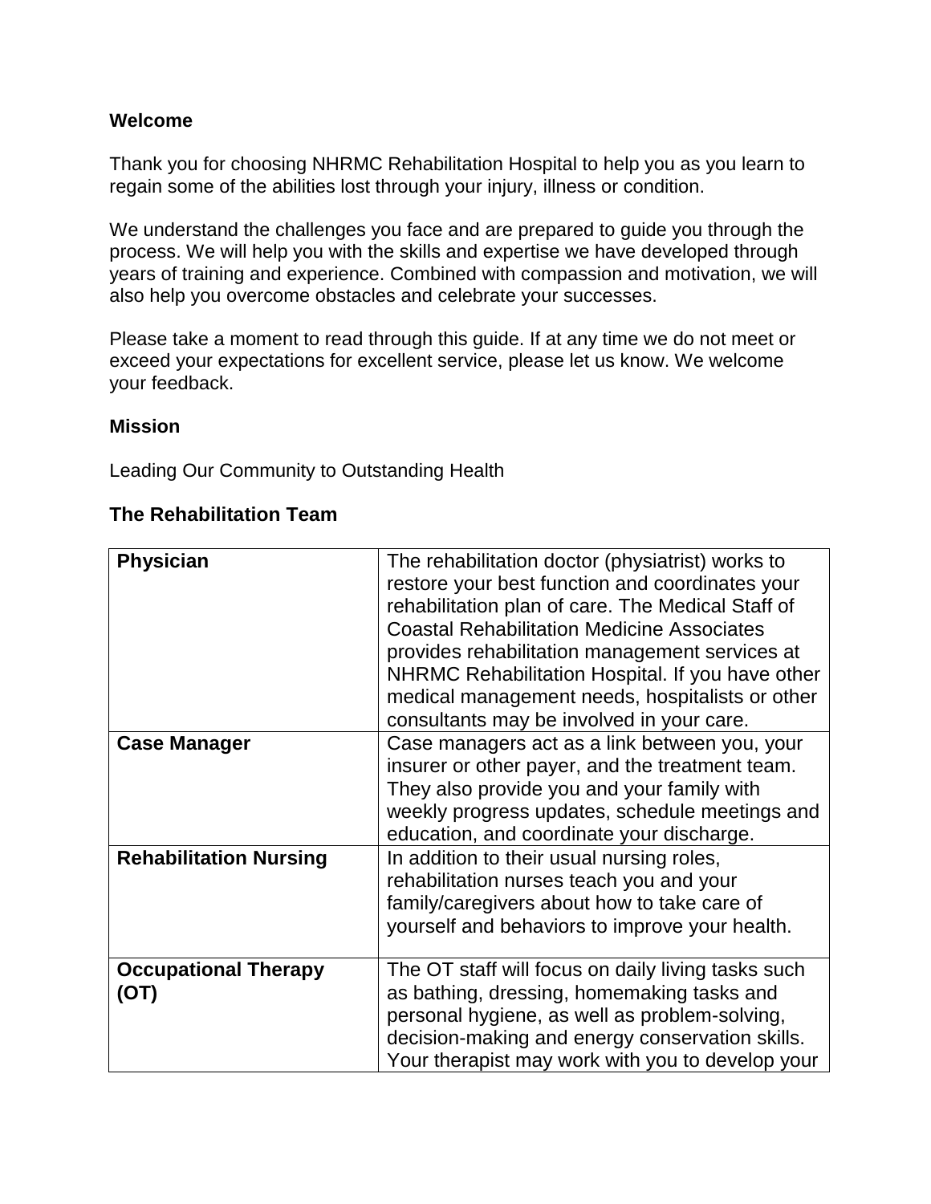## Welcome

Thank you for choosing NHRMC Rehabilitation Hospital to help you as you learn to regain some of the abilities lost through your injury, illness or condition.

We understand the challenges you face and are prepared to guide you through the process. We will help you with the skills and expertise we have developed through years of training and experience. Combined with compassion and motivation, we will also help you overcome obstacles and celebrate your successes.

Please take a moment to read through this guide. If at any time we do not meet or exceed your expectations for excellent service, please let us know. We welcome your feedback.

## Mission

Leading Our Community to Outstanding Health

## The Rehabilitation Team

| | |
|---|---|
| **Physician** | The rehabilitation doctor (physiatrist) works to restore your best function and coordinates your rehabilitation plan of care. The Medical Staff of Coastal Rehabilitation Medicine Associates provides rehabilitation management services at NHRMC Rehabilitation Hospital. If you have other medical management needs, hospitalists or other consultants may be involved in your care. |
| **Case Manager** | Case managers act as a link between you, your insurer or other payer, and the treatment team. They also provide you and your family with weekly progress updates, schedule meetings and education, and coordinate your discharge. |
| **Rehabilitation Nursing** | In addition to their usual nursing roles, rehabilitation nurses teach you and your family/caregivers about how to take care of yourself and behaviors to improve your health. |
| **Occupational Therapy (OT)** | The OT staff will focus on daily living tasks such as bathing, dressing, homemaking tasks and personal hygiene, as well as problem-solving, decision-making and energy conservation skills. Your therapist may work with you to develop your |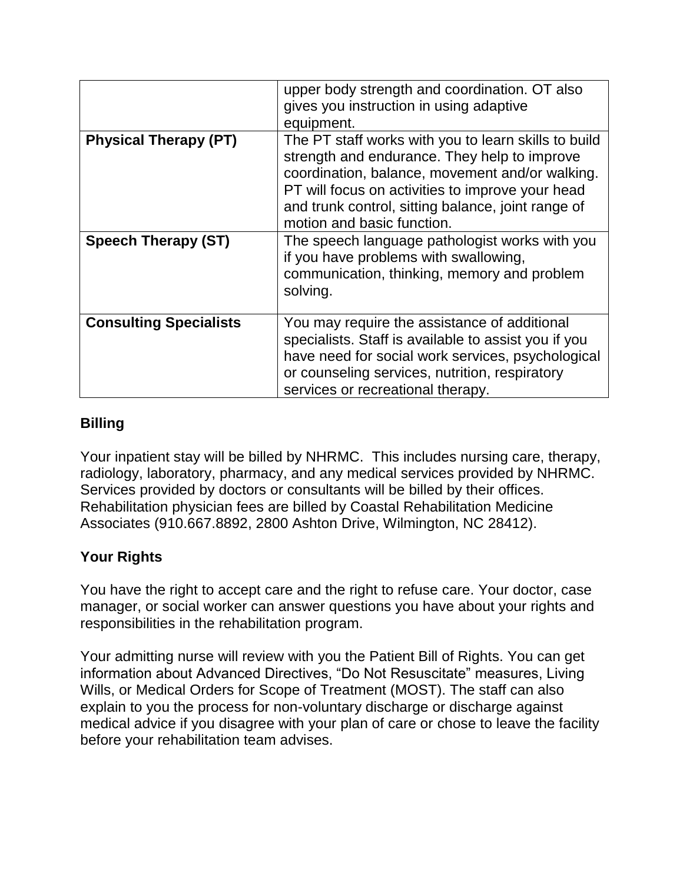| | |
|---|---|
| | upper body strength and coordination. OT also gives you instruction in using adaptive equipment. |
| **Physical Therapy (PT)** | The PT staff works with you to learn skills to build strength and endurance. They help to improve coordination, balance, movement and/or walking. PT will focus on activities to improve your head and trunk control, sitting balance, joint range of motion and basic function. |
| **Speech Therapy (ST)** | The speech language pathologist works with you if you have problems with swallowing, communication, thinking, memory and problem solving. |
| **Consulting Specialists** | You may require the assistance of additional specialists. Staff is available to assist you if you have need for social work services, psychological or counseling services, nutrition, respiratory services or recreational therapy. |

**Billing**

Your inpatient stay will be billed by NHRMC. This includes nursing care, therapy, radiology, laboratory, pharmacy, and any medical services provided by NHRMC. Services provided by doctors or consultants will be billed by their offices. Rehabilitation physician fees are billed by Coastal Rehabilitation Medicine Associates (910.667.8892, 2800 Ashton Drive, Wilmington, NC 28412).

**Your Rights**

You have the right to accept care and the right to refuse care. Your doctor, case manager, or social worker can answer questions you have about your rights and responsibilities in the rehabilitation program.

Your admitting nurse will review with you the Patient Bill of Rights. You can get information about Advanced Directives, “Do Not Resuscitate” measures, Living Wills, or Medical Orders for Scope of Treatment (MOST). The staff can also explain to you the process for non-voluntary discharge or discharge against medical advice if you disagree with your plan of care or chose to leave the facility before your rehabilitation team advises.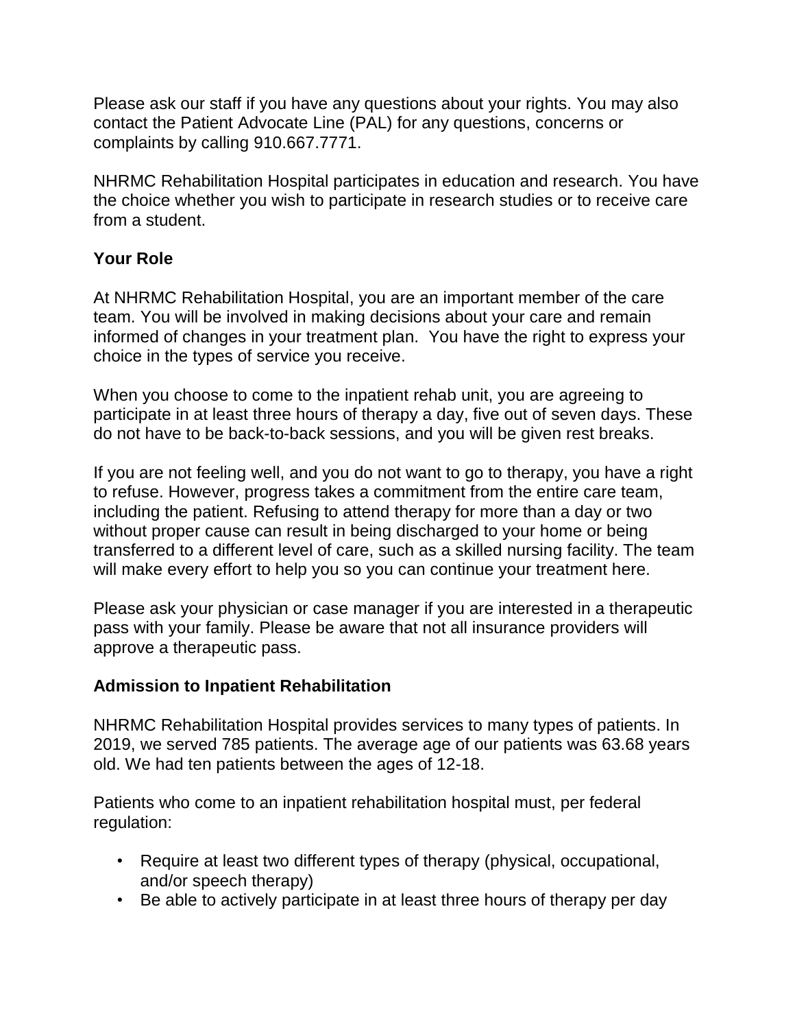Please ask our staff if you have any questions about your rights. You may also contact the Patient Advocate Line (PAL) for any questions, concerns or complaints by calling 910.667.7771.

NHRMC Rehabilitation Hospital participates in education and research. You have the choice whether you wish to participate in research studies or to receive care from a student.

## Your Role

At NHRMC Rehabilitation Hospital, you are an important member of the care team. You will be involved in making decisions about your care and remain informed of changes in your treatment plan. You have the right to express your choice in the types of service you receive.

When you choose to come to the inpatient rehab unit, you are agreeing to participate in at least three hours of therapy a day, five out of seven days. These do not have to be back-to-back sessions, and you will be given rest breaks.

If you are not feeling well, and you do not want to go to therapy, you have a right to refuse. However, progress takes a commitment from the entire care team, including the patient. Refusing to attend therapy for more than a day or two without proper cause can result in being discharged to your home or being transferred to a different level of care, such as a skilled nursing facility. The team will make every effort to help you so you can continue your treatment here.

Please ask your physician or case manager if you are interested in a therapeutic pass with your family. Please be aware that not all insurance providers will approve a therapeutic pass.

## Admission to Inpatient Rehabilitation

NHRMC Rehabilitation Hospital provides services to many types of patients. In 2019, we served 785 patients. The average age of our patients was 63.68 years old. We had ten patients between the ages of 12-18.

Patients who come to an inpatient rehabilitation hospital must, per federal regulation:

- Require at least two different types of therapy (physical, occupational, and/or speech therapy)
- Be able to actively participate in at least three hours of therapy per day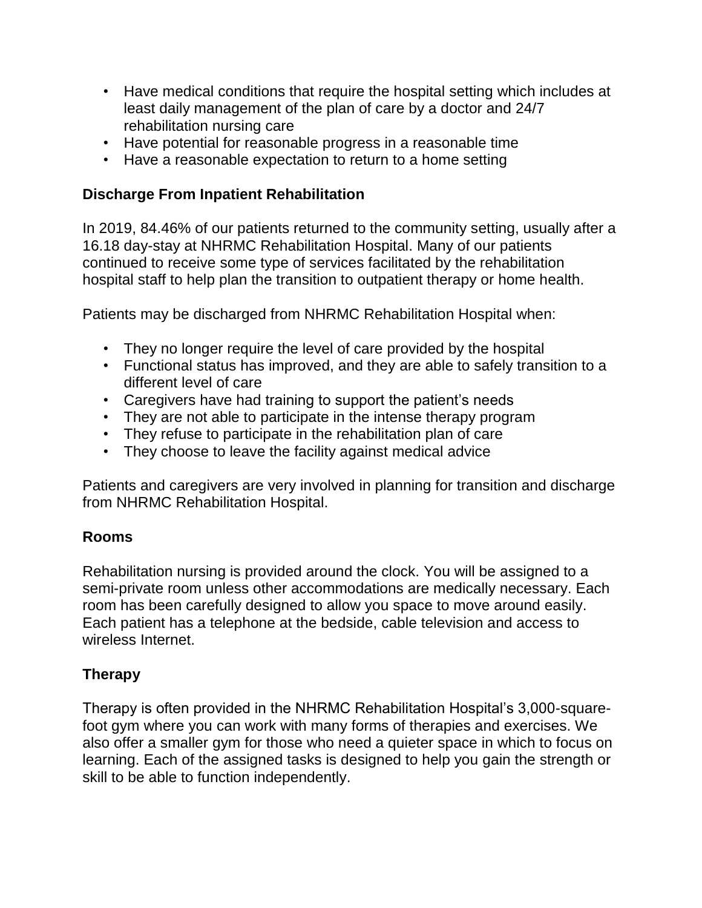- Have medical conditions that require the hospital setting which includes at least daily management of the plan of care by a doctor and 24/7 rehabilitation nursing care
- Have potential for reasonable progress in a reasonable time
- Have a reasonable expectation to return to a home setting

## Discharge From Inpatient Rehabilitation

In 2019, 84.46% of our patients returned to the community setting, usually after a 16.18 day-stay at NHRMC Rehabilitation Hospital. Many of our patients continued to receive some type of services facilitated by the rehabilitation hospital staff to help plan the transition to outpatient therapy or home health.

Patients may be discharged from NHRMC Rehabilitation Hospital when:

- They no longer require the level of care provided by the hospital
- Functional status has improved, and they are able to safely transition to a different level of care
- Caregivers have had training to support the patient's needs
- They are not able to participate in the intense therapy program
- They refuse to participate in the rehabilitation plan of care
- They choose to leave the facility against medical advice

Patients and caregivers are very involved in planning for transition and discharge from NHRMC Rehabilitation Hospital.

## Rooms

Rehabilitation nursing is provided around the clock. You will be assigned to a semi-private room unless other accommodations are medically necessary. Each room has been carefully designed to allow you space to move around easily. Each patient has a telephone at the bedside, cable television and access to wireless Internet.

## Therapy

Therapy is often provided in the NHRMC Rehabilitation Hospital's 3,000-square-foot gym where you can work with many forms of therapies and exercises. We also offer a smaller gym for those who need a quieter space in which to focus on learning. Each of the assigned tasks is designed to help you gain the strength or skill to be able to function independently.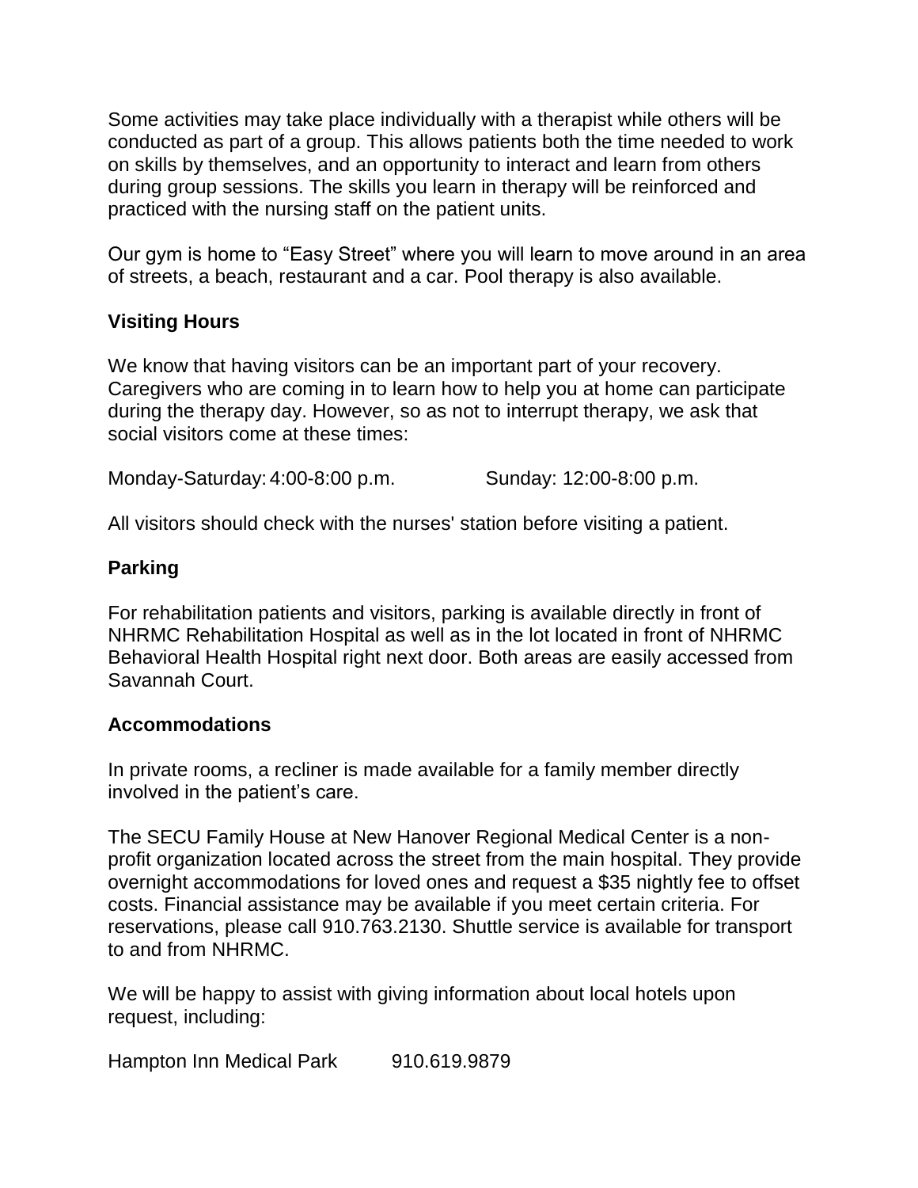Some activities may take place individually with a therapist while others will be conducted as part of a group. This allows patients both the time needed to work on skills by themselves, and an opportunity to interact and learn from others during group sessions. The skills you learn in therapy will be reinforced and practiced with the nursing staff on the patient units.

Our gym is home to “Easy Street” where you will learn to move around in an area of streets, a beach, restaurant and a car. Pool therapy is also available.

## Visiting Hours

We know that having visitors can be an important part of your recovery. Caregivers who are coming in to learn how to help you at home can participate during the therapy day. However, so as not to interrupt therapy, we ask that social visitors come at these times:

Monday-Saturday: 4:00-8:00 p.m.     Sunday: 12:00-8:00 p.m.

All visitors should check with the nurses' station before visiting a patient.

## Parking

For rehabilitation patients and visitors, parking is available directly in front of NHRMC Rehabilitation Hospital as well as in the lot located in front of NHRMC Behavioral Health Hospital right next door. Both areas are easily accessed from Savannah Court.

## Accommodations

In private rooms, a recliner is made available for a family member directly involved in the patient’s care.

The SECU Family House at New Hanover Regional Medical Center is a non-profit organization located across the street from the main hospital. They provide overnight accommodations for loved ones and request a $35 nightly fee to offset costs. Financial assistance may be available if you meet certain criteria. For reservations, please call 910.763.2130. Shuttle service is available for transport to and from NHRMC.

We will be happy to assist with giving information about local hotels upon request, including:

Hampton Inn Medical Park     910.619.9879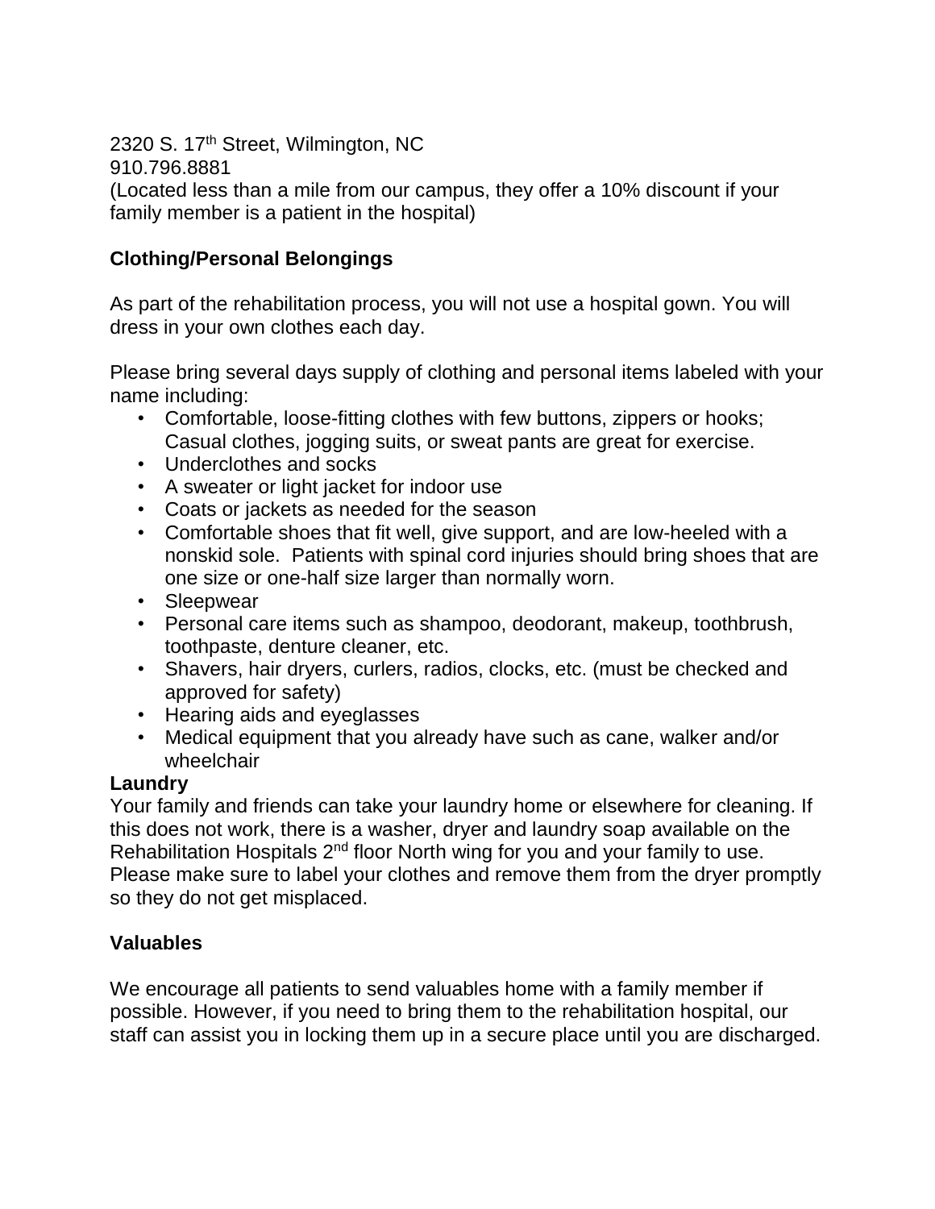2320 S. 17th Street, Wilmington, NC
910.796.8881
(Located less than a mile from our campus, they offer a 10% discount if your family member is a patient in the hospital)

**Clothing/Personal Belongings**

As part of the rehabilitation process, you will not use a hospital gown. You will dress in your own clothes each day.

Please bring several days supply of clothing and personal items labeled with your name including:

- Comfortable, loose-fitting clothes with few buttons, zippers or hooks; Casual clothes, jogging suits, or sweat pants are great for exercise.
- Underclothes and socks
- A sweater or light jacket for indoor use
- Coats or jackets as needed for the season
- Comfortable shoes that fit well, give support, and are low-heeled with a nonskid sole. Patients with spinal cord injuries should bring shoes that are one size or one-half size larger than normally worn.
- Sleepwear
- Personal care items such as shampoo, deodorant, makeup, toothbrush, toothpaste, denture cleaner, etc.
- Shavers, hair dryers, curlers, radios, clocks, etc. (must be checked and approved for safety)
- Hearing aids and eyeglasses
- Medical equipment that you already have such as cane, walker and/or wheelchair

**Laundry**

Your family and friends can take your laundry home or elsewhere for cleaning. If this does not work, there is a washer, dryer and laundry soap available on the Rehabilitation Hospitals 2nd floor North wing for you and your family to use. Please make sure to label your clothes and remove them from the dryer promptly so they do not get misplaced.

**Valuables**

We encourage all patients to send valuables home with a family member if possible. However, if you need to bring them to the rehabilitation hospital, our staff can assist you in locking them up in a secure place until you are discharged.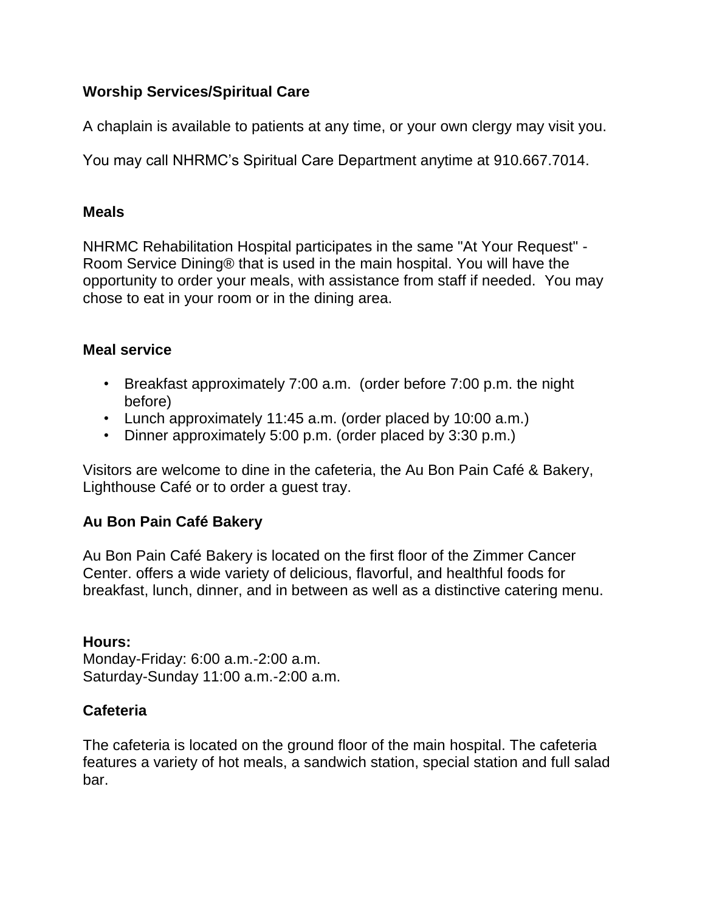## Worship Services/Spiritual Care

A chaplain is available to patients at any time, or your own clergy may visit you.

You may call NHRMC's Spiritual Care Department anytime at 910.667.7014.

## Meals

NHRMC Rehabilitation Hospital participates in the same "At Your Request" - Room Service Dining® that is used in the main hospital. You will have the opportunity to order your meals, with assistance from staff if needed. You may chose to eat in your room or in the dining area.

## Meal service

- Breakfast approximately 7:00 a.m. (order before 7:00 p.m. the night before)
- Lunch approximately 11:45 a.m. (order placed by 10:00 a.m.)
- Dinner approximately 5:00 p.m. (order placed by 3:30 p.m.)

Visitors are welcome to dine in the cafeteria, the Au Bon Pain Café & Bakery, Lighthouse Café or to order a guest tray.

## Au Bon Pain Café Bakery

Au Bon Pain Café Bakery is located on the first floor of the Zimmer Cancer Center. offers a wide variety of delicious, flavorful, and healthful foods for breakfast, lunch, dinner, and in between as well as a distinctive catering menu.

**Hours:**
Monday-Friday: 6:00 a.m.-2:00 a.m.
Saturday-Sunday 11:00 a.m.-2:00 a.m.

## Cafeteria

The cafeteria is located on the ground floor of the main hospital. The cafeteria features a variety of hot meals, a sandwich station, special station and full salad bar.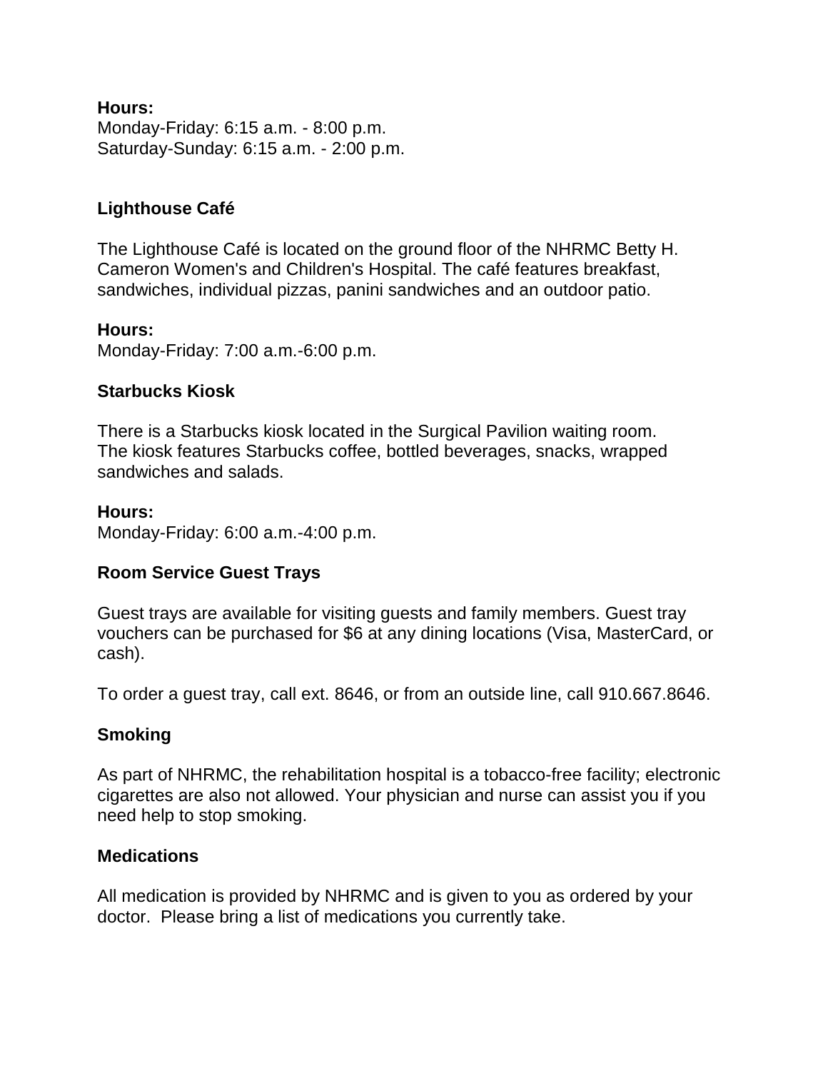**Hours:**
Monday-Friday: 6:15 a.m. - 8:00 p.m.
Saturday-Sunday: 6:15 a.m. - 2:00 p.m.

### Lighthouse Café

The Lighthouse Café is located on the ground floor of the NHRMC Betty H. Cameron Women's and Children's Hospital. The café features breakfast, sandwiches, individual pizzas, panini sandwiches and an outdoor patio.

**Hours:**
Monday-Friday: 7:00 a.m.-6:00 p.m.

### Starbucks Kiosk

There is a Starbucks kiosk located in the Surgical Pavilion waiting room. The kiosk features Starbucks coffee, bottled beverages, snacks, wrapped sandwiches and salads.

**Hours:**
Monday-Friday: 6:00 a.m.-4:00 p.m.

### Room Service Guest Trays

Guest trays are available for visiting guests and family members. Guest tray vouchers can be purchased for $6 at any dining locations (Visa, MasterCard, or cash).

To order a guest tray, call ext. 8646, or from an outside line, call 910.667.8646.

### Smoking

As part of NHRMC, the rehabilitation hospital is a tobacco-free facility; electronic cigarettes are also not allowed. Your physician and nurse can assist you if you need help to stop smoking.

### Medications

All medication is provided by NHRMC and is given to you as ordered by your doctor. Please bring a list of medications you currently take.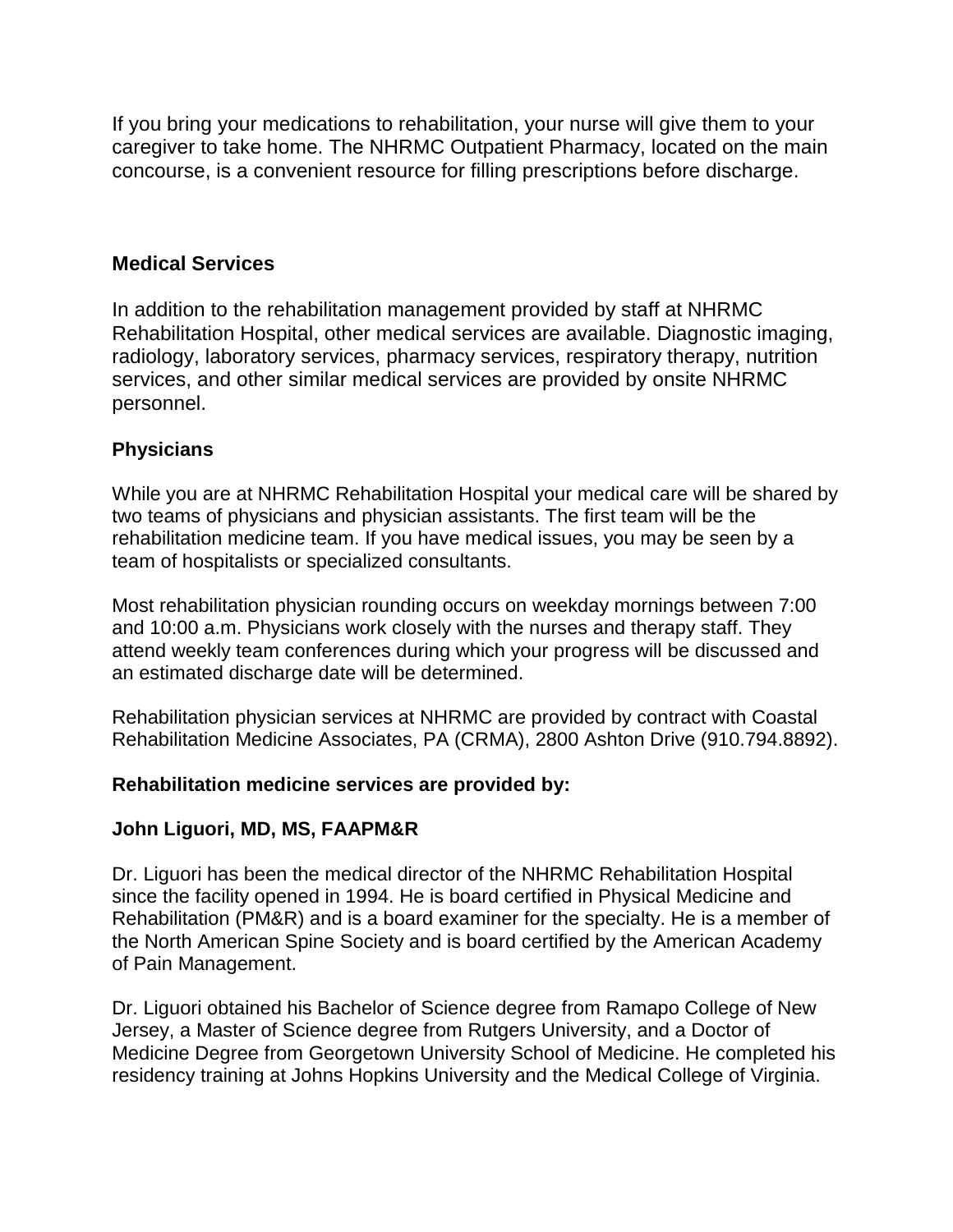If you bring your medications to rehabilitation, your nurse will give them to your caregiver to take home. The NHRMC Outpatient Pharmacy, located on the main concourse, is a convenient resource for filling prescriptions before discharge.

### Medical Services

In addition to the rehabilitation management provided by staff at NHRMC Rehabilitation Hospital, other medical services are available. Diagnostic imaging, radiology, laboratory services, pharmacy services, respiratory therapy, nutrition services, and other similar medical services are provided by onsite NHRMC personnel.

### Physicians

While you are at NHRMC Rehabilitation Hospital your medical care will be shared by two teams of physicians and physician assistants. The first team will be the rehabilitation medicine team. If you have medical issues, you may be seen by a team of hospitalists or specialized consultants.

Most rehabilitation physician rounding occurs on weekday mornings between 7:00 and 10:00 a.m. Physicians work closely with the nurses and therapy staff. They attend weekly team conferences during which your progress will be discussed and an estimated discharge date will be determined.

Rehabilitation physician services at NHRMC are provided by contract with Coastal Rehabilitation Medicine Associates, PA (CRMA), 2800 Ashton Drive (910.794.8892).

**Rehabilitation medicine services are provided by:**

**John Liguori, MD, MS, FAAPM&R**

Dr. Liguori has been the medical director of the NHRMC Rehabilitation Hospital since the facility opened in 1994. He is board certified in Physical Medicine and Rehabilitation (PM&R) and is a board examiner for the specialty. He is a member of the North American Spine Society and is board certified by the American Academy of Pain Management.

Dr. Liguori obtained his Bachelor of Science degree from Ramapo College of New Jersey, a Master of Science degree from Rutgers University, and a Doctor of Medicine Degree from Georgetown University School of Medicine. He completed his residency training at Johns Hopkins University and the Medical College of Virginia.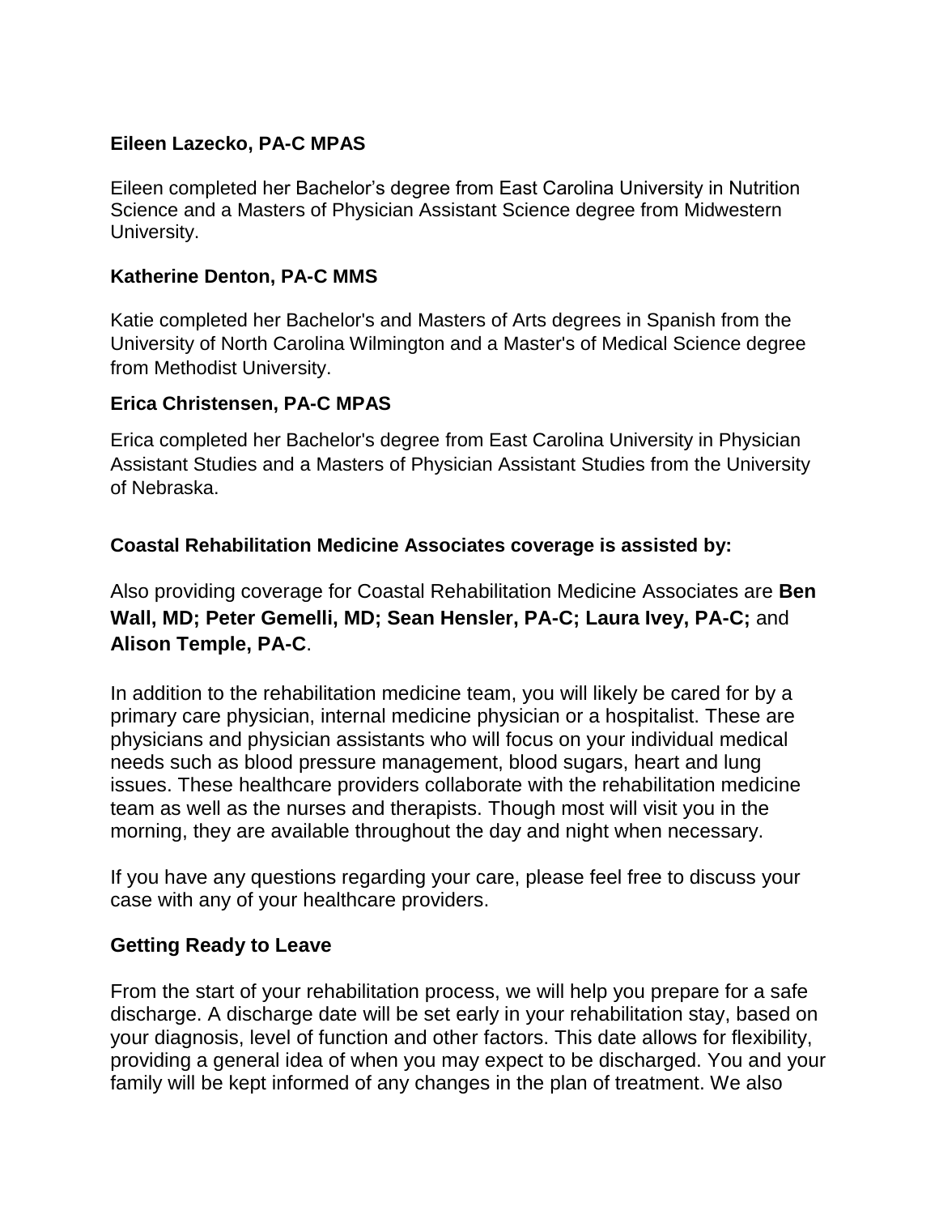**Eileen Lazecko, PA-C MPAS**

Eileen completed her Bachelor's degree from East Carolina University in Nutrition Science and a Masters of Physician Assistant Science degree from Midwestern University.

**Katherine Denton, PA-C MMS**

Katie completed her Bachelor's and Masters of Arts degrees in Spanish from the University of North Carolina Wilmington and a Master's of Medical Science degree from Methodist University.

**Erica Christensen, PA-C MPAS**

Erica completed her Bachelor's degree from East Carolina University in Physician Assistant Studies and a Masters of Physician Assistant Studies from the University of Nebraska.

**Coastal Rehabilitation Medicine Associates coverage is assisted by:**

Also providing coverage for Coastal Rehabilitation Medicine Associates are **Ben Wall, MD; Peter Gemelli, MD; Sean Hensler, PA-C; Laura Ivey, PA-C;** and **Alison Temple, PA-C**.

In addition to the rehabilitation medicine team, you will likely be cared for by a primary care physician, internal medicine physician or a hospitalist. These are physicians and physician assistants who will focus on your individual medical needs such as blood pressure management, blood sugars, heart and lung issues. These healthcare providers collaborate with the rehabilitation medicine team as well as the nurses and therapists. Though most will visit you in the morning, they are available throughout the day and night when necessary.

If you have any questions regarding your care, please feel free to discuss your case with any of your healthcare providers.

**Getting Ready to Leave**

From the start of your rehabilitation process, we will help you prepare for a safe discharge. A discharge date will be set early in your rehabilitation stay, based on your diagnosis, level of function and other factors. This date allows for flexibility, providing a general idea of when you may expect to be discharged. You and your family will be kept informed of any changes in the plan of treatment. We also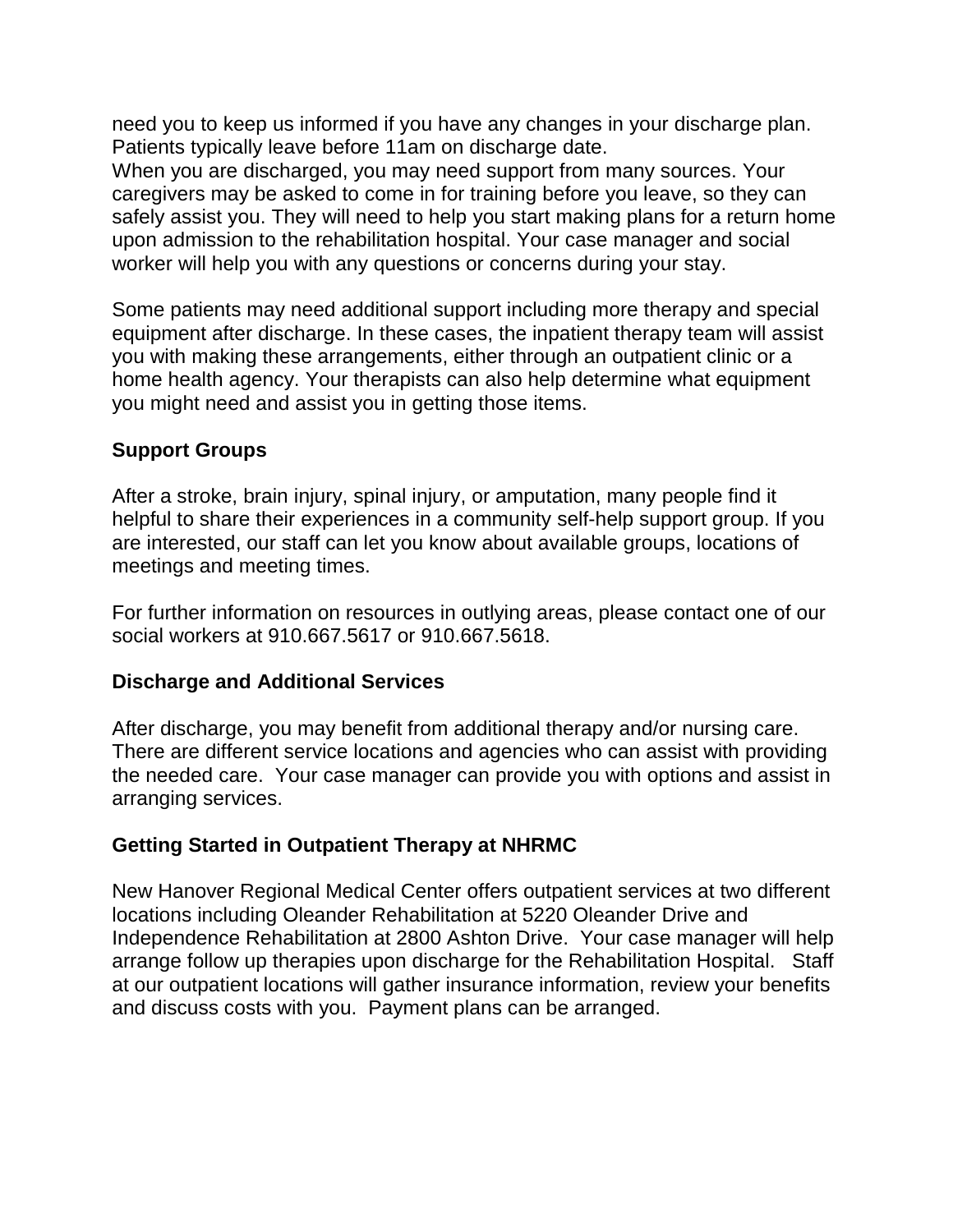need you to keep us informed if you have any changes in your discharge plan. Patients typically leave before 11am on discharge date.
When you are discharged, you may need support from many sources. Your caregivers may be asked to come in for training before you leave, so they can safely assist you. They will need to help you start making plans for a return home upon admission to the rehabilitation hospital. Your case manager and social worker will help you with any questions or concerns during your stay.

Some patients may need additional support including more therapy and special equipment after discharge. In these cases, the inpatient therapy team will assist you with making these arrangements, either through an outpatient clinic or a home health agency. Your therapists can also help determine what equipment you might need and assist you in getting those items.

**Support Groups**

After a stroke, brain injury, spinal injury, or amputation, many people find it helpful to share their experiences in a community self-help support group. If you are interested, our staff can let you know about available groups, locations of meetings and meeting times.

For further information on resources in outlying areas, please contact one of our social workers at 910.667.5617 or 910.667.5618.

**Discharge and Additional Services**

After discharge, you may benefit from additional therapy and/or nursing care. There are different service locations and agencies who can assist with providing the needed care. Your case manager can provide you with options and assist in arranging services.

**Getting Started in Outpatient Therapy at NHRMC**

New Hanover Regional Medical Center offers outpatient services at two different locations including Oleander Rehabilitation at 5220 Oleander Drive and Independence Rehabilitation at 2800 Ashton Drive. Your case manager will help arrange follow up therapies upon discharge for the Rehabilitation Hospital. Staff at our outpatient locations will gather insurance information, review your benefits and discuss costs with you. Payment plans can be arranged.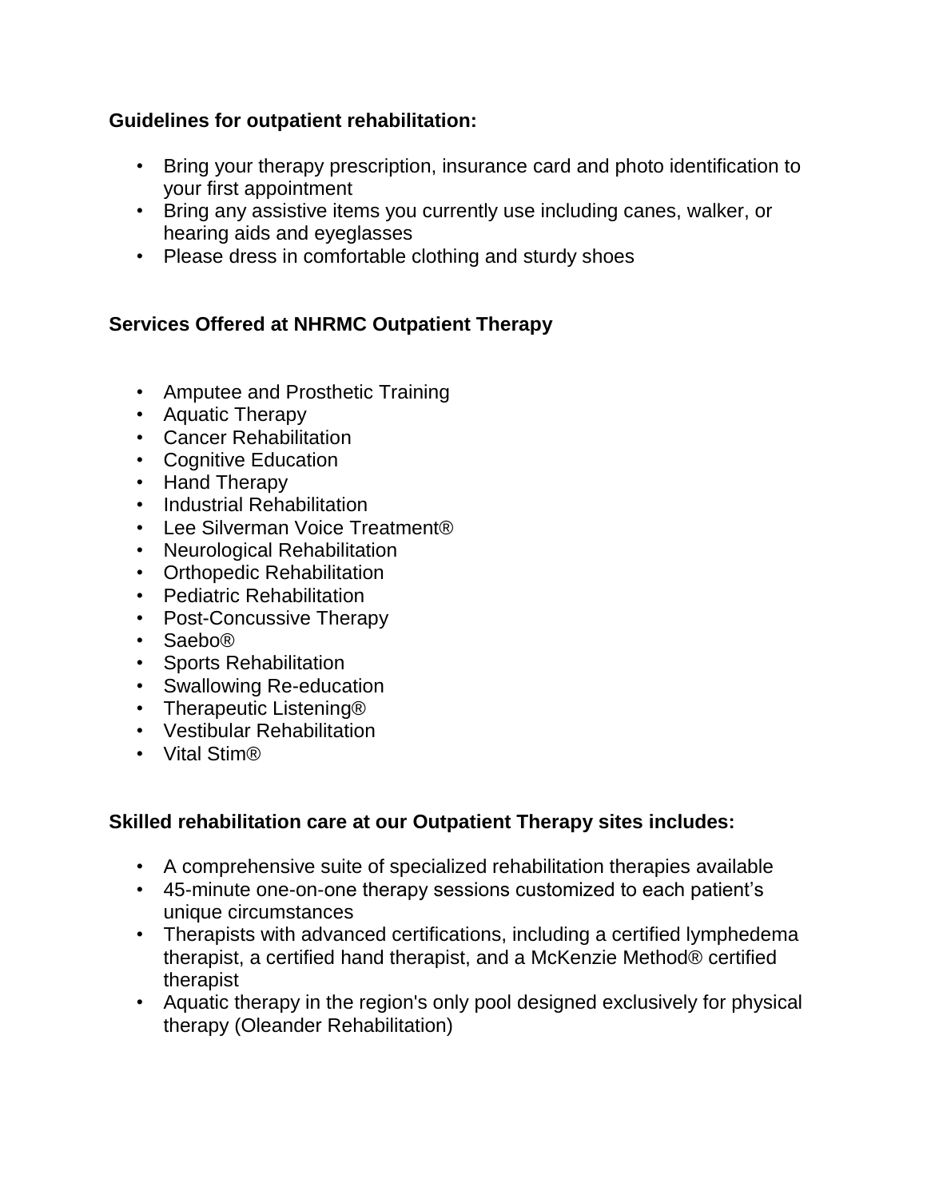**Guidelines for outpatient rehabilitation:**

- Bring your therapy prescription, insurance card and photo identification to your first appointment
- Bring any assistive items you currently use including canes, walker, or hearing aids and eyeglasses
- Please dress in comfortable clothing and sturdy shoes

**Services Offered at NHRMC Outpatient Therapy**

- Amputee and Prosthetic Training
- Aquatic Therapy
- Cancer Rehabilitation
- Cognitive Education
- Hand Therapy
- Industrial Rehabilitation
- Lee Silverman Voice Treatment®
- Neurological Rehabilitation
- Orthopedic Rehabilitation
- Pediatric Rehabilitation
- Post-Concussive Therapy
- Saebo®
- Sports Rehabilitation
- Swallowing Re-education
- Therapeutic Listening®
- Vestibular Rehabilitation
- Vital Stim®

**Skilled rehabilitation care at our Outpatient Therapy sites includes:**

- A comprehensive suite of specialized rehabilitation therapies available
- 45-minute one-on-one therapy sessions customized to each patient's unique circumstances
- Therapists with advanced certifications, including a certified lymphedema therapist, a certified hand therapist, and a McKenzie Method® certified therapist
- Aquatic therapy in the region's only pool designed exclusively for physical therapy (Oleander Rehabilitation)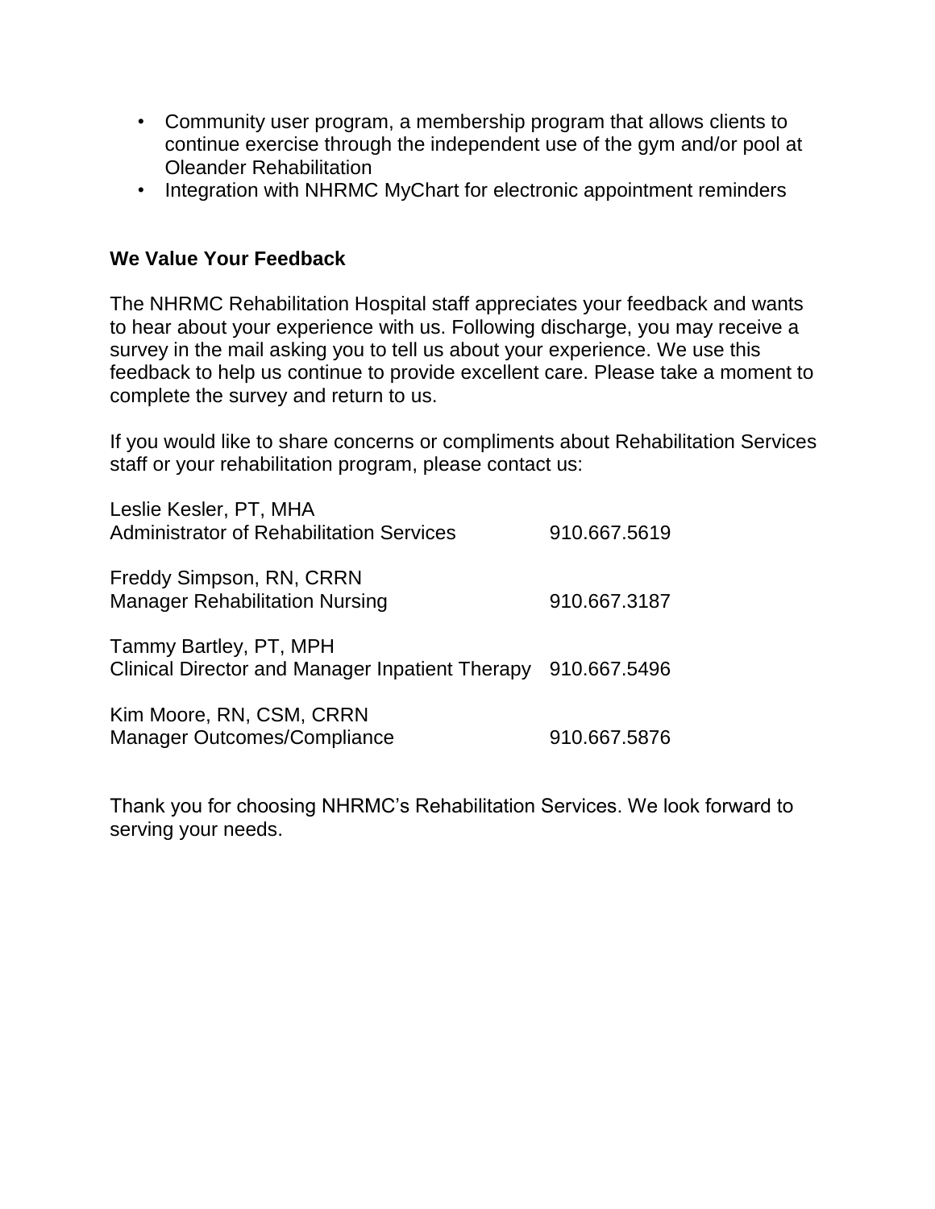- Community user program, a membership program that allows clients to continue exercise through the independent use of the gym and/or pool at Oleander Rehabilitation
- Integration with NHRMC MyChart for electronic appointment reminders

**We Value Your Feedback**

The NHRMC Rehabilitation Hospital staff appreciates your feedback and wants to hear about your experience with us. Following discharge, you may receive a survey in the mail asking you to tell us about your experience. We use this feedback to help us continue to provide excellent care. Please take a moment to complete the survey and return to us.

If you would like to share concerns or compliments about Rehabilitation Services staff or your rehabilitation program, please contact us:

| | |
|---|---|
| Leslie Kesler, PT, MHA<br>Administrator of Rehabilitation Services | 910.667.5619 |
| Freddy Simpson, RN, CRRN<br>Manager Rehabilitation Nursing | 910.667.3187 |
| Tammy Bartley, PT, MPH<br>Clinical Director and Manager Inpatient Therapy | 910.667.5496 |
| Kim Moore, RN, CSM, CRRN<br>Manager Outcomes/Compliance | 910.667.5876 |

Thank you for choosing NHRMC's Rehabilitation Services. We look forward to serving your needs.